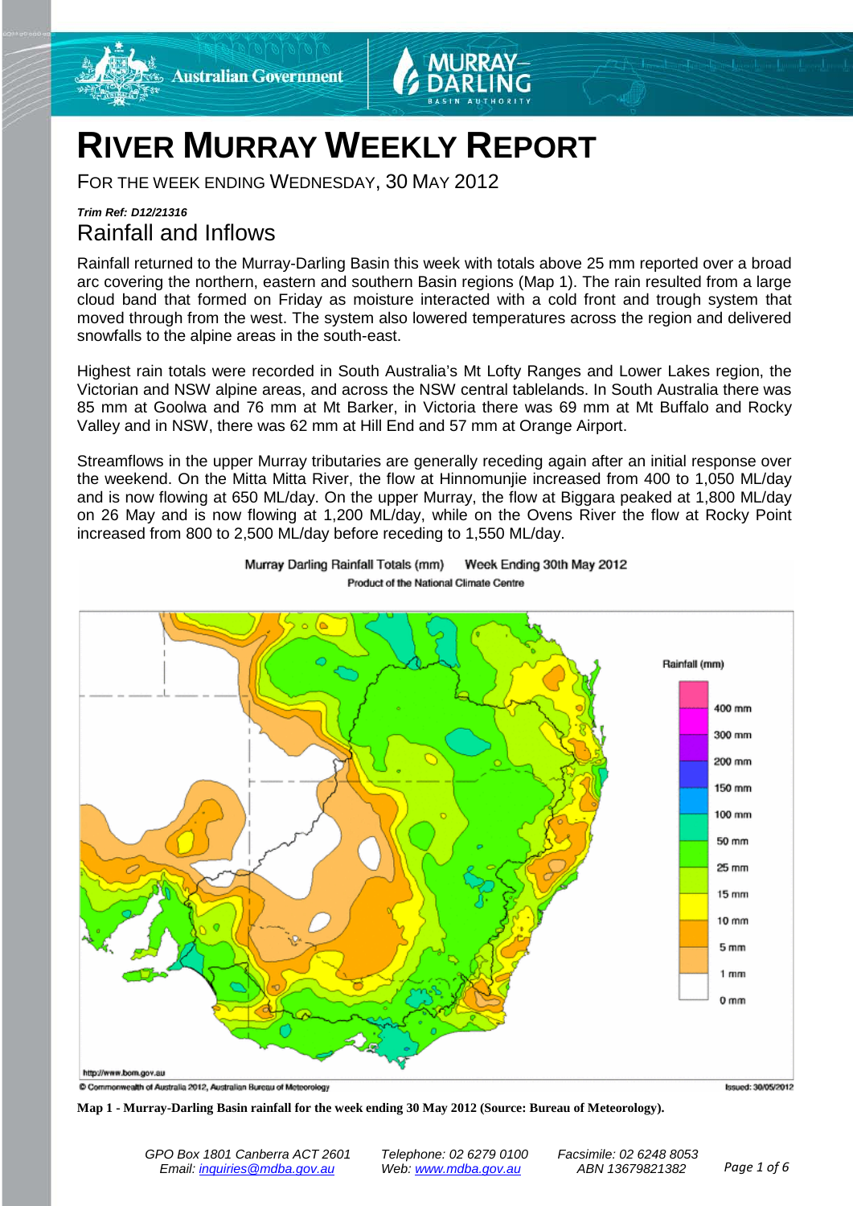# RIVER MURRAY WEEKLY REPORT

FOR THE WEEK ENDING WEDNESDAY, 30 MAY 2012

***Trim Ref: D12/21316***

## Rainfall and Inflows

Rainfall returned to the Murray-Darling Basin this week with totals above 25 mm reported over a broad arc covering the northern, eastern and southern Basin regions (Map 1). The rain resulted from a large cloud band that formed on Friday as moisture interacted with a cold front and trough system that moved through from the west. The system also lowered temperatures across the region and delivered snowfalls to the alpine areas in the south-east.

Highest rain totals were recorded in South Australia's Mt Lofty Ranges and Lower Lakes region, the Victorian and NSW alpine areas, and across the NSW central tablelands. In South Australia there was 85 mm at Goolwa and 76 mm at Mt Barker, in Victoria there was 69 mm at Mt Buffalo and Rocky Valley and in NSW, there was 62 mm at Hill End and 57 mm at Orange Airport.

Streamflows in the upper Murray tributaries are generally receding again after an initial response over the weekend. On the Mitta Mitta River, the flow at Hinnomunjie increased from 400 to 1,050 ML/day and is now flowing at 650 ML/day. On the upper Murray, the flow at Biggara peaked at 1,800 ML/day on 26 May and is now flowing at 1,200 ML/day, while on the Ovens River the flow at Rocky Point increased from 800 to 2,500 ML/day before receding to 1,550 ML/day.

Murray Darling Rainfall Totals (mm) Week Ending 30th May 2012
Product of the National Climate Centre

Rainfall (mm): 400 mm, 300 mm, 200 mm, 150 mm, 100 mm, 50 mm, 25 mm, 15 mm, 10 mm, 5 mm, 1 mm, 0 mm

http://www.bom.gov.au
© Commonwealth of Australia 2012, Australian Bureau of Meteorology
Issued: 30/05/2012

**Map 1 - Murray-Darling Basin rainfall for the week ending 30 May 2012 (Source: Bureau of Meteorology).**

*GPO Box 1801 Canberra ACT 2601 Email: inquiries@mdba.gov.au*
*Telephone: 02 6279 0100 Web: www.mdba.gov.au*
*Facsimile: 02 6248 8053 ABN 13679821382*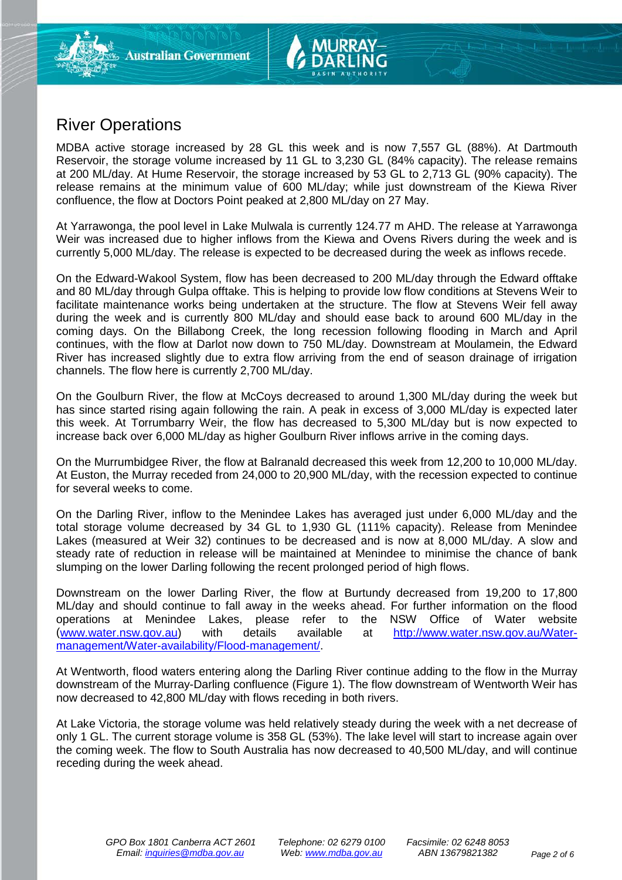# River Operations

MDBA active storage increased by 28 GL this week and is now 7,557 GL (88%). At Dartmouth Reservoir, the storage volume increased by 11 GL to 3,230 GL (84% capacity). The release remains at 200 ML/day. At Hume Reservoir, the storage increased by 53 GL to 2,713 GL (90% capacity). The release remains at the minimum value of 600 ML/day; while just downstream of the Kiewa River confluence, the flow at Doctors Point peaked at 2,800 ML/day on 27 May.

At Yarrawonga, the pool level in Lake Mulwala is currently 124.77 m AHD. The release at Yarrawonga Weir was increased due to higher inflows from the Kiewa and Ovens Rivers during the week and is currently 5,000 ML/day. The release is expected to be decreased during the week as inflows recede.

On the Edward-Wakool System, flow has been decreased to 200 ML/day through the Edward offtake and 80 ML/day through Gulpa offtake. This is helping to provide low flow conditions at Stevens Weir to facilitate maintenance works being undertaken at the structure. The flow at Stevens Weir fell away during the week and is currently 800 ML/day and should ease back to around 600 ML/day in the coming days. On the Billabong Creek, the long recession following flooding in March and April continues, with the flow at Darlot now down to 750 ML/day. Downstream at Moulamein, the Edward River has increased slightly due to extra flow arriving from the end of season drainage of irrigation channels. The flow here is currently 2,700 ML/day.

On the Goulburn River, the flow at McCoys decreased to around 1,300 ML/day during the week but has since started rising again following the rain. A peak in excess of 3,000 ML/day is expected later this week. At Torrumbarry Weir, the flow has decreased to 5,300 ML/day but is now expected to increase back over 6,000 ML/day as higher Goulburn River inflows arrive in the coming days.

On the Murrumbidgee River, the flow at Balranald decreased this week from 12,200 to 10,000 ML/day. At Euston, the Murray receded from 24,000 to 20,900 ML/day, with the recession expected to continue for several weeks to come.

On the Darling River, inflow to the Menindee Lakes has averaged just under 6,000 ML/day and the total storage volume decreased by 34 GL to 1,930 GL (111% capacity). Release from Menindee Lakes (measured at Weir 32) continues to be decreased and is now at 8,000 ML/day. A slow and steady rate of reduction in release will be maintained at Menindee to minimise the chance of bank slumping on the lower Darling following the recent prolonged period of high flows.

Downstream on the lower Darling River, the flow at Burtundy decreased from 19,200 to 17,800 ML/day and should continue to fall away in the weeks ahead. For further information on the flood operations at Menindee Lakes, please refer to the NSW Office of Water website ([www.water.nsw.gov.au](http://www.water.nsw.gov.au)) with details available at [http://www.water.nsw.gov.au/Water-management/Water-availability/Flood-management/](http://www.water.nsw.gov.au/Water-management/Water-availability/Flood-management/).

At Wentworth, flood waters entering along the Darling River continue adding to the flow in the Murray downstream of the Murray-Darling confluence (Figure 1). The flow downstream of Wentworth Weir has now decreased to 42,800 ML/day with flows receding in both rivers.

At Lake Victoria, the storage volume was held relatively steady during the week with a net decrease of only 1 GL. The current storage volume is 358 GL (53%). The lake level will start to increase again over the coming week. The flow to South Australia has now decreased to 40,500 ML/day, and will continue receding during the week ahead.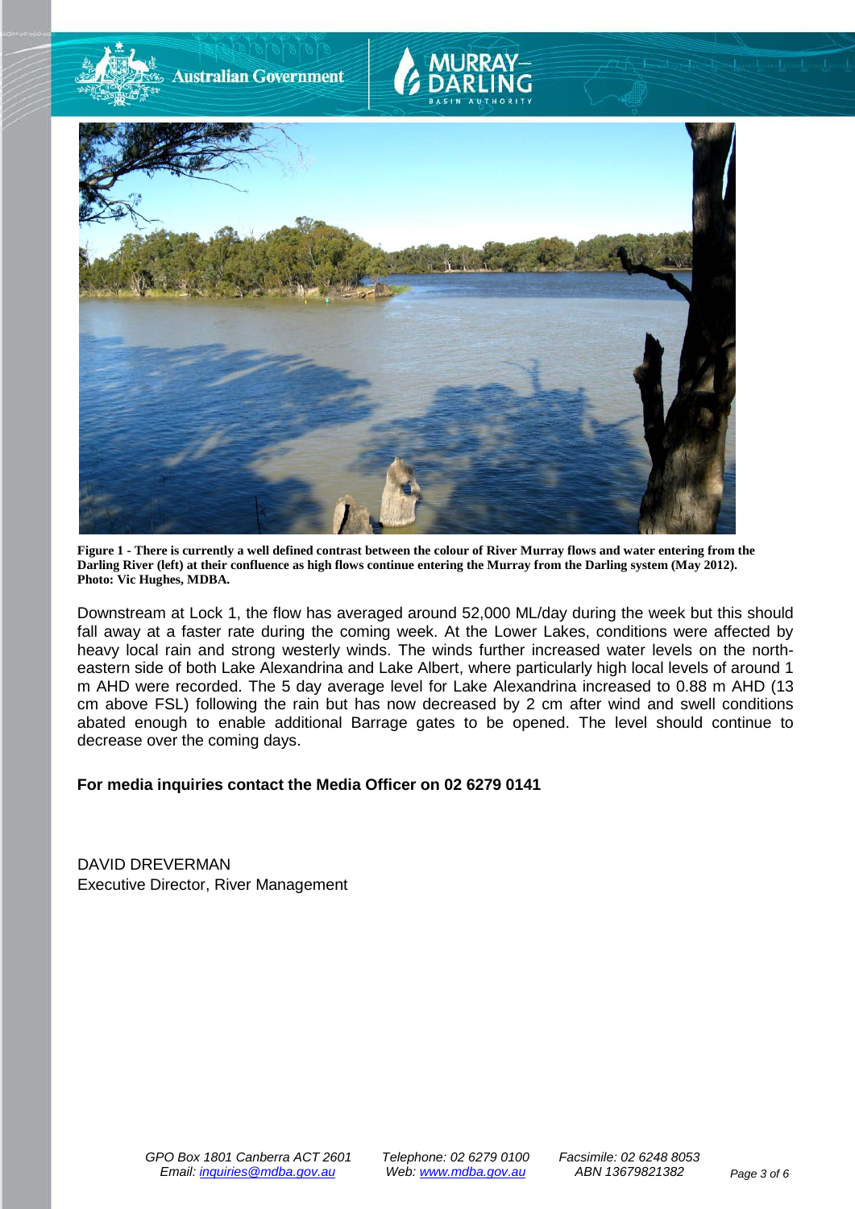**Figure 1 - There is currently a well defined contrast between the colour of River Murray flows and water entering from the Darling River (left) at their confluence as high flows continue entering the Murray from the Darling system (May 2012). Photo: Vic Hughes, MDBA.**

Downstream at Lock 1, the flow has averaged around 52,000 ML/day during the week but this should fall away at a faster rate during the coming week. At the Lower Lakes, conditions were affected by heavy local rain and strong westerly winds. The winds further increased water levels on the north-eastern side of both Lake Alexandrina and Lake Albert, where particularly high local levels of around 1 m AHD were recorded. The 5 day average level for Lake Alexandrina increased to 0.88 m AHD (13 cm above FSL) following the rain but has now decreased by 2 cm after wind and swell conditions abated enough to enable additional Barrage gates to be opened. The level should continue to decrease over the coming days.

**For media inquiries contact the Media Officer on 02 6279 0141**

DAVID DREVERMAN
Executive Director, River Management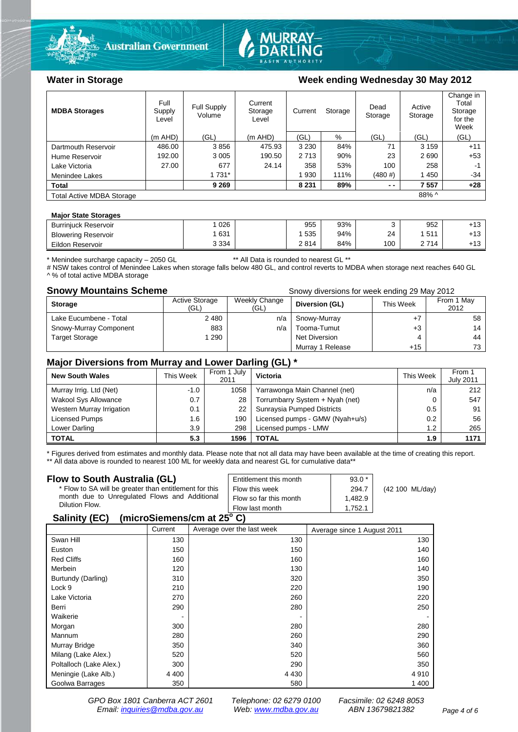## Water in Storage

### Week ending Wednesday 30 May 2012

| MDBA Storages | Full Supply Level | Full Supply Volume | Current Storage Level | Current Storage | | Dead Storage | Active Storage | Change in Total Storage for the Week |
|---|---|---|---|---|---|---|---|---|
| | (m AHD) | (GL) | (m AHD) | (GL) | % | (GL) | (GL) | (GL) |
| Dartmouth Reservoir | 486.00 | 3 856 | 475.93 | 3 230 | 84% | 71 | 3 159 | +11 |
| Hume Reservoir | 192.00 | 3 005 | 190.50 | 2 713 | 90% | 23 | 2 690 | +53 |
| Lake Victoria | 27.00 | 677 | 24.14 | 358 | 53% | 100 | 258 | -1 |
| Menindee Lakes | | 1 731* | | 1 930 | 111% | (480 #) | 1 450 | -34 |
| **Total** | | **9 269** | | **8 231** | **89%** | **- -** | **7 557** | **+28** |
| Total Active MDBA Storage | | | | | | | 88% ^ | |

**Major State Storages**

| | | | | | | | |
|---|---|---|---|---|---|---|---|
| Burrinjuck Reservoir | 1 026 | | 955 | 93% | 3 | 952 | +13 |
| Blowering Reservoir | 1 631 | | 1 535 | 94% | 24 | 1 511 | +13 |
| Eildon Reservoir | 3 334 | | 2 814 | 84% | 100 | 2 714 | +13 |

\* Menindee surcharge capacity – 2050 GL ** All Data is rounded to nearest GL **
# NSW takes control of Menindee Lakes when storage falls below 480 GL, and control reverts to MDBA when storage next reaches 640 GL
^ % of total active MDBA storage

## Snowy Mountains Scheme

Snowy diversions for week ending 29 May 2012

| Storage | Active Storage (GL) | Weekly Change (GL) | Diversion (GL) | This Week | From 1 May 2012 |
|---|---|---|---|---|---|
| Lake Eucumbene - Total | 2 480 | n/a | Snowy-Murray | +7 | 58 |
| Snowy-Murray Component | 883 | n/a | Tooma-Tumut | +3 | 14 |
| Target Storage | 1 290 | | Net Diversion | 4 | 44 |
| | | | Murray 1 Release | +15 | 73 |

## Major Diversions from Murray and Lower Darling (GL) *

| New South Wales | This Week | From 1 July 2011 | Victoria | This Week | From 1 July 2011 |
|---|---|---|---|---|---|
| Murray Irrig. Ltd (Net) | -1.0 | 1058 | Yarrawonga Main Channel (net) | n/a | 212 |
| Wakool Sys Allowance | 0.7 | 28 | Torrumbarry System + Nyah (net) | 0 | 547 |
| Western Murray Irrigation | 0.1 | 22 | Sunraysia Pumped Districts | 0.5 | 91 |
| Licensed Pumps | 1.6 | 190 | Licensed pumps - GMW (Nyah+u/s) | 0.2 | 56 |
| Lower Darling | 3.9 | 298 | Licensed pumps - LMW | 1.2 | 265 |
| **TOTAL** | **5.3** | **1596** | **TOTAL** | **1.9** | **1171** |

\* Figures derived from estimates and monthly data. Please note that not all data may have been available at the time of creating this report.
** All data above is rounded to nearest 100 ML for weekly data and nearest GL for cumulative data**

## Flow to South Australia (GL)

\* Flow to SA will be greater than entitlement for this month due to Unregulated Flows and Additional Dilution Flow.

| | | |
|---|---|---|
| Entitlement this month | 93.0 * | |
| Flow this week | 294.7 | (42 100 ML/day) |
| Flow so far this month | 1,482.9 | |
| Flow last month | 1,752.1 | |

## Salinity (EC) (microSiemens/cm at 25$^{o}$ C)

| | Current | Average over the last week | Average since 1 August 2011 |
|---|---|---|---|
| Swan Hill | 130 | 130 | 130 |
| Euston | 150 | 150 | 140 |
| Red Cliffs | 160 | 160 | 160 |
| Merbein | 120 | 130 | 140 |
| Burtundy (Darling) | 310 | 320 | 350 |
| Lock 9 | 210 | 220 | 190 |
| Lake Victoria | 270 | 260 | 220 |
| Berri | 290 | 280 | 250 |
| Waikerie | - | - | - |
| Morgan | 300 | 280 | 280 |
| Mannum | 280 | 260 | 290 |
| Murray Bridge | 350 | 340 | 360 |
| Milang (Lake Alex.) | 520 | 520 | 560 |
| Poltalloch (Lake Alex.) | 300 | 290 | 350 |
| Meningie (Lake Alb.) | 4 400 | 4 430 | 4 910 |
| Goolwa Barrages | 350 | 580 | 1 400 |

*GPO Box 1801 Canberra ACT 2601 Telephone: 02 6279 0100 Facsimile: 02 6248 8053*
*Email: inquiries@mdba.gov.au Web: www.mdba.gov.au ABN 13679821382*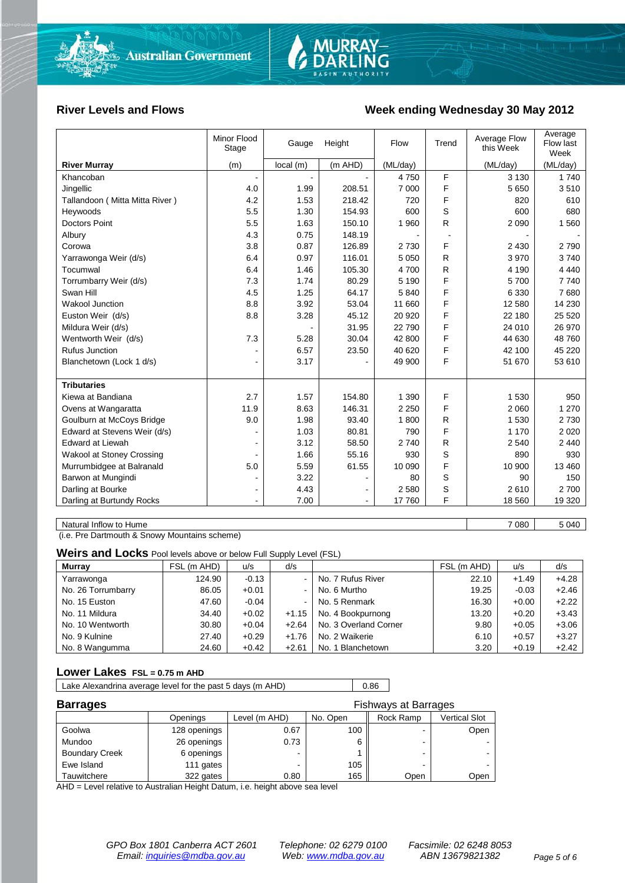## River Levels and Flows

## Week ending Wednesday 30 May 2012

| River Murray | Minor Flood Stage (m) | Gauge local (m) | Height (m AHD) | Flow (ML/day) | Trend | Average Flow this Week (ML/day) | Average Flow last Week (ML/day) |
|---|---|---|---|---|---|---|---|
| Khancoban | - | - | - | 4 750 | F | 3 130 | 1 740 |
| Jingellic | 4.0 | 1.99 | 208.51 | 7 000 | F | 5 650 | 3 510 |
| Tallandoon ( Mitta Mitta River ) | 4.2 | 1.53 | 218.42 | 720 | F | 820 | 610 |
| Heywoods | 5.5 | 1.30 | 154.93 | 600 | S | 600 | 680 |
| Doctors Point | 5.5 | 1.63 | 150.10 | 1 960 | R | 2 090 | 1 560 |
| Albury | 4.3 | 0.75 | 148.19 | - | - | - | - |
| Corowa | 3.8 | 0.87 | 126.89 | 2 730 | F | 2 430 | 2 790 |
| Yarrawonga Weir (d/s) | 6.4 | 0.97 | 116.01 | 5 050 | R | 3 970 | 3 740 |
| Tocumwal | 6.4 | 1.46 | 105.30 | 4 700 | R | 4 190 | 4 440 |
| Torrumbarry Weir (d/s) | 7.3 | 1.74 | 80.29 | 5 190 | F | 5 700 | 7 740 |
| Swan Hill | 4.5 | 1.25 | 64.17 | 5 840 | F | 6 330 | 7 680 |
| Wakool Junction | 8.8 | 3.92 | 53.04 | 11 660 | F | 12 580 | 14 230 |
| Euston Weir (d/s) | 8.8 | 3.28 | 45.12 | 20 920 | F | 22 180 | 25 520 |
| Mildura Weir (d/s) | | - | 31.95 | 22 790 | F | 24 010 | 26 970 |
| Wentworth Weir (d/s) | 7.3 | 5.28 | 30.04 | 42 800 | F | 44 630 | 48 760 |
| Rufus Junction | - | 6.57 | 23.50 | 40 620 | F | 42 100 | 45 220 |
| Blanchetown (Lock 1 d/s) | - | 3.17 | - | 49 900 | F | 51 670 | 53 610 |
| **Tributaries** | | | | | | | |
| Kiewa at Bandiana | 2.7 | 1.57 | 154.80 | 1 390 | F | 1 530 | 950 |
| Ovens at Wangaratta | 11.9 | 8.63 | 146.31 | 2 250 | F | 2 060 | 1 270 |
| Goulburn at McCoys Bridge | 9.0 | 1.98 | 93.40 | 1 800 | R | 1 530 | 2 730 |
| Edward at Stevens Weir (d/s) | - | 1.03 | 80.81 | 790 | F | 1 170 | 2 020 |
| Edward at Liewah | - | 3.12 | 58.50 | 2 740 | R | 2 540 | 2 440 |
| Wakool at Stoney Crossing | - | 1.66 | 55.16 | 930 | S | 890 | 930 |
| Murrumbidgee at Balranald | 5.0 | 5.59 | 61.55 | 10 090 | F | 10 900 | 13 460 |
| Barwon at Mungindi | - | 3.22 | - | 80 | S | 90 | 150 |
| Darling at Bourke | - | 4.43 | - | 2 580 | S | 2 610 | 2 700 |
| Darling at Burtundy Rocks | - | 7.00 | - | 17 760 | F | 18 560 | 19 320 |

| | This Week | Last Week |
|---|---|---|
| Natural Inflow to Hume | 7 080 | 5 040 |

(i.e. Pre Dartmouth & Snowy Mountains scheme)

### Weirs and Locks Pool levels above or below Full Supply Level (FSL)

| Murray | FSL (m AHD) | u/s | d/s | | FSL (m AHD) | u/s | d/s |
|---|---|---|---|---|---|---|---|
| Yarrawonga | 124.90 | -0.13 | - | No. 7 Rufus River | 22.10 | +1.49 | +4.28 |
| No. 26 Torrumbarry | 86.05 | +0.01 | - | No. 6 Murtho | 19.25 | -0.03 | +2.46 |
| No. 15 Euston | 47.60 | -0.04 | - | No. 5 Renmark | 16.30 | +0.00 | +2.22 |
| No. 11 Mildura | 34.40 | +0.02 | +1.15 | No. 4 Bookpurnong | 13.20 | +0.20 | +3.43 |
| No. 10 Wentworth | 30.80 | +0.04 | +2.64 | No. 3 Overland Corner | 9.80 | +0.05 | +3.06 |
| No. 9 Kulnine | 27.40 | +0.29 | +1.76 | No. 2 Waikerie | 6.10 | +0.57 | +3.27 |
| No. 8 Wangumma | 24.60 | +0.42 | +2.61 | No. 1 Blanchetown | 3.20 | +0.19 | +2.42 |

### Lower Lakes FSL = 0.75 m AHD

| | |
|---|---|
| Lake Alexandrina average level for the past 5 days (m AHD) | 0.86 |

### Barrages

| | Openings | Level (m AHD) | No. Open | Fishways at Barrages: Rock Ramp | Fishways at Barrages: Vertical Slot |
|---|---|---|---|---|---|
| Goolwa | 128 openings | 0.67 | 100 | - | Open |
| Mundoo | 26 openings | 0.73 | 6 | - | - |
| Boundary Creek | 6 openings | - | 1 | - | - |
| Ewe Island | 111 gates | - | 105 | - | - |
| Tauwitchere | 322 gates | 0.80 | 165 | Open | Open |

AHD = Level relative to Australian Height Datum, i.e. height above sea level

GPO Box 1801 Canberra ACT 2601 Email: inquiries@mdba.gov.au
Telephone: 02 6279 0100 Web: www.mdba.gov.au
Facsimile: 02 6248 8053 ABN 13679821382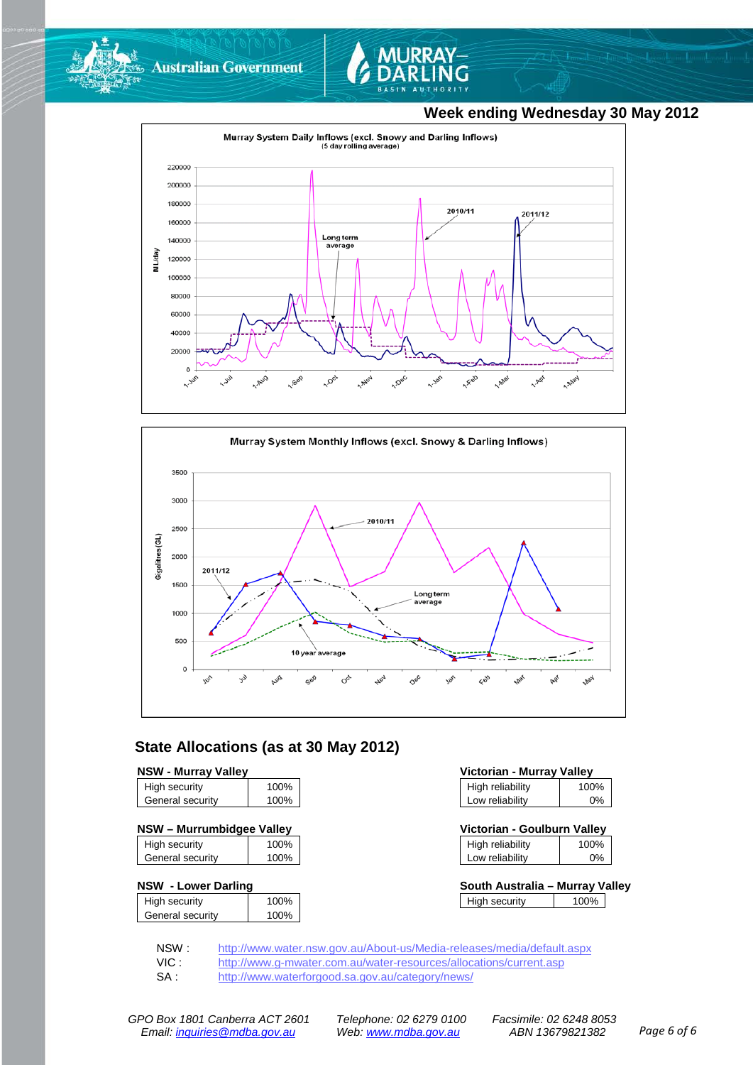Week ending Wednesday 30 May 2012

Murray System Daily Inflows (excl. Snowy and Darling Inflows)
(5 day rolling average)

ML/day

220000
200000
180000
160000
140000
120000
100000
80000
60000
40000
20000
0

1-Jun 1-Jul 1-Aug 1-Sep 1-Oct 1-Nov 1-Dec 1-Jan 1-Feb 1-Mar 1-Apr 1-May

2010/11
2011/12
Long term average

Murray System Monthly Inflows (excl. Snowy & Darling Inflows)

Gigalitres (GL)

3500
3000
2500
2000
1500
1000
500
0

Jun Jul Aug Sep Oct Nov Dec Jan Feb Mar Apr May

2010/11
2011/12
Long term average
10 year average

## State Allocations (as at 30 May 2012)

**NSW - Murray Valley**

| | |
|---|---|
| High security | 100% |
| General security | 100% |

**NSW – Murrumbidgee Valley**

| | |
|---|---|
| High security | 100% |
| General security | 100% |

**NSW - Lower Darling**

| | |
|---|---|
| High security | 100% |
| General security | 100% |

**Victorian - Murray Valley**

| | |
|---|---|
| High reliability | 100% |
| Low reliability | 0% |

**Victorian - Goulburn Valley**

| | |
|---|---|
| High reliability | 100% |
| Low reliability | 0% |

**South Australia – Murray Valley**

| | |
|---|---|
| High security | 100% |

NSW : http://www.water.nsw.gov.au/About-us/Media-releases/media/default.aspx
VIC : http://www.g-mwater.com.au/water-resources/allocations/current.asp
SA : http://www.waterforgood.sa.gov.au/category/news/

*GPO Box 1801 Canberra ACT 2601* *Telephone: 02 6279 0100* *Facsimile: 02 6248 8053*
*Email: inquiries@mdba.gov.au* *Web: www.mdba.gov.au* *ABN 13679821382*